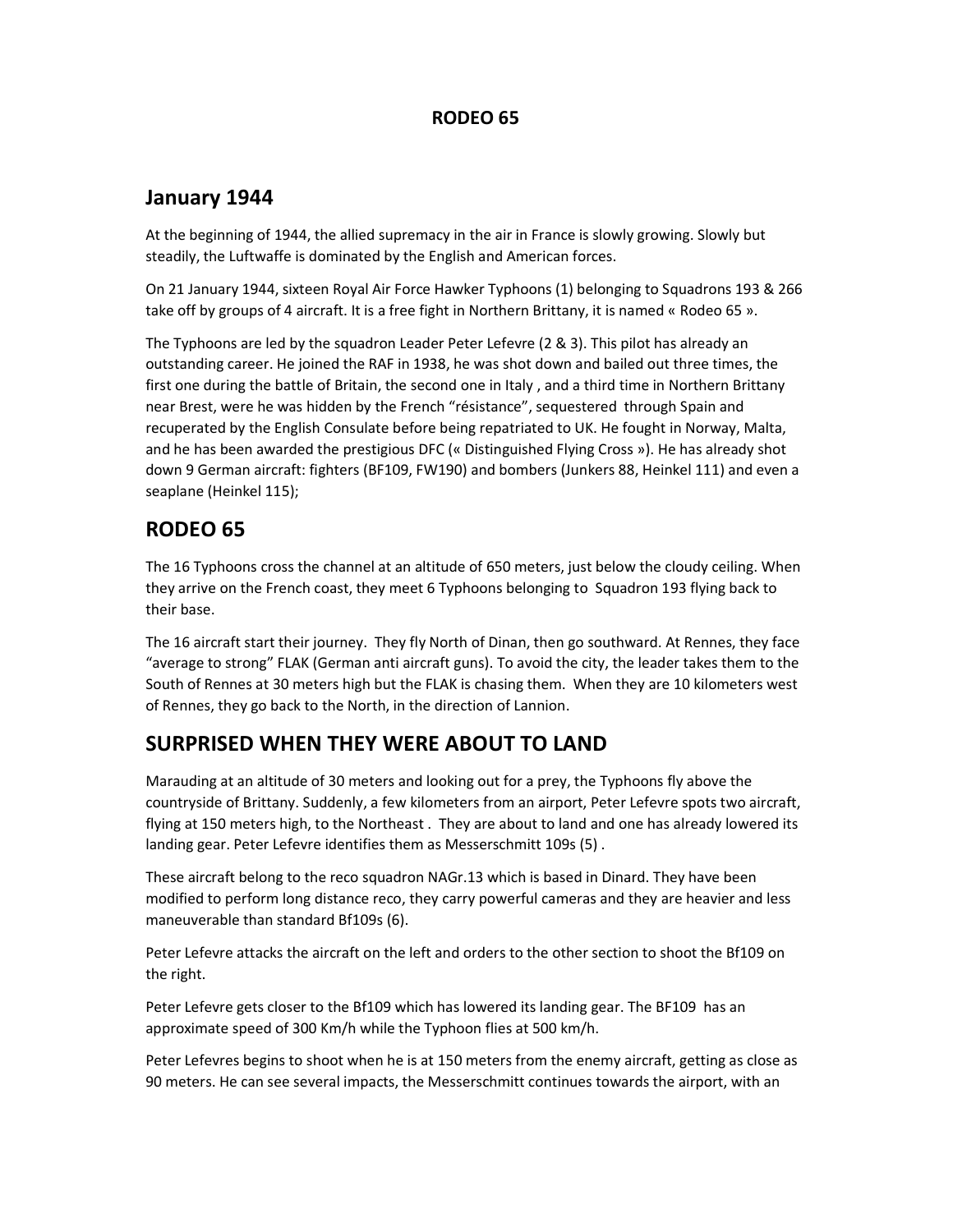**RODEO 65**

## January 1944

At the beginning of 1944, the allied supremacy in the air in France is slowly growing. Slowly but steadily, the Luftwaffe is dominated by the English and American forces.

On 21 January 1944, sixteen Royal Air Force Hawker Typhoons (1) belonging to Squadrons 193 & 266 take off by groups of 4 aircraft. It is a free fight in Northern Brittany, it is named « Rodeo 65 ».

The Typhoons are led by the squadron Leader Peter Lefevre (2 & 3). This pilot has already an outstanding career. He joined the RAF in 1938, he was shot down and bailed out three times, the first one during the battle of Britain, the second one in Italy , and a third time in Northern Brittany near Brest, were he was hidden by the French "résistance", sequestered through Spain and recuperated by the English Consulate before being repatriated to UK. He fought in Norway, Malta, and he has been awarded the prestigious DFC (« Distinguished Flying Cross »). He has already shot down 9 German aircraft: fighters (BF109, FW190) and bombers (Junkers 88, Heinkel 111) and even a seaplane (Heinkel 115);

## RODEO 65

The 16 Typhoons cross the channel at an altitude of 650 meters, just below the cloudy ceiling. When they arrive on the French coast, they meet 6 Typhoons belonging to Squadron 193 flying back to their base.

The 16 aircraft start their journey. They fly North of Dinan, then go southward. At Rennes, they face "average to strong" FLAK (German anti aircraft guns). To avoid the city, the leader takes them to the South of Rennes at 30 meters high but the FLAK is chasing them. When they are 10 kilometers west of Rennes, they go back to the North, in the direction of Lannion.

## SURPRISED WHEN THEY WERE ABOUT TO LAND

Marauding at an altitude of 30 meters and looking out for a prey, the Typhoons fly above the countryside of Brittany. Suddenly, a few kilometers from an airport, Peter Lefevre spots two aircraft, flying at 150 meters high, to the Northeast . They are about to land and one has already lowered its landing gear. Peter Lefevre identifies them as Messerschmitt 109s (5) .

These aircraft belong to the reco squadron NAGr.13 which is based in Dinard. They have been modified to perform long distance reco, they carry powerful cameras and they are heavier and less maneuverable than standard Bf109s (6).

Peter Lefevre attacks the aircraft on the left and orders to the other section to shoot the Bf109 on the right.

Peter Lefevre gets closer to the Bf109 which has lowered its landing gear. The BF109 has an approximate speed of 300 Km/h while the Typhoon flies at 500 km/h.

Peter Lefevres begins to shoot when he is at 150 meters from the enemy aircraft, getting as close as 90 meters. He can see several impacts, the Messerschmitt continues towards the airport, with an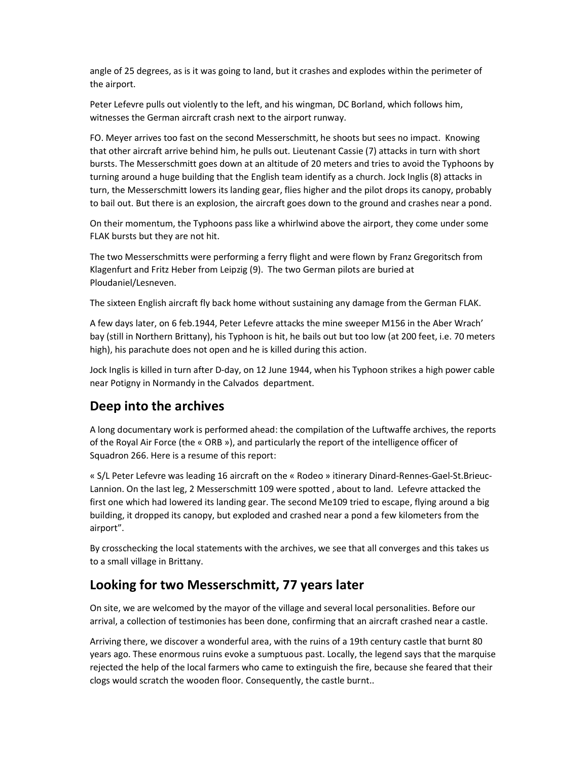angle of 25 degrees, as is it was going to land, but it crashes and explodes within the perimeter of the airport.

Peter Lefevre pulls out violently to the left, and his wingman, DC Borland, which follows him, witnesses the German aircraft crash next to the airport runway.

FO. Meyer arrives too fast on the second Messerschmitt, he shoots but sees no impact. Knowing that other aircraft arrive behind him, he pulls out. Lieutenant Cassie (7) attacks in turn with short bursts. The Messerschmitt goes down at an altitude of 20 meters and tries to avoid the Typhoons by turning around a huge building that the English team identify as a church. Jock Inglis (8) attacks in turn, the Messerschmitt lowers its landing gear, flies higher and the pilot drops its canopy, probably to bail out. But there is an explosion, the aircraft goes down to the ground and crashes near a pond.

On their momentum, the Typhoons pass like a whirlwind above the airport, they come under some FLAK bursts but they are not hit.

The two Messerschmitts were performing a ferry flight and were flown by Franz Gregoritsch from Klagenfurt and Fritz Heber from Leipzig (9). The two German pilots are buried at Ploudaniel/Lesneven.

The sixteen English aircraft fly back home without sustaining any damage from the German FLAK.

A few days later, on 6 feb.1944, Peter Lefevre attacks the mine sweeper M156 in the Aber Wrach' bay (still in Northern Brittany), his Typhoon is hit, he bails out but too low (at 200 feet, i.e. 70 meters high), his parachute does not open and he is killed during this action.

Jock Inglis is killed in turn after D-day, on 12 June 1944, when his Typhoon strikes a high power cable near Potigny in Normandy in the Calvados department.

## Deep into the archives

A long documentary work is performed ahead: the compilation of the Luftwaffe archives, the reports of the Royal Air Force (the « ORB »), and particularly the report of the intelligence officer of Squadron 266. Here is a resume of this report:

« S/L Peter Lefevre was leading 16 aircraft on the « Rodeo » itinerary Dinard-Rennes-Gael-St.Brieuc-Lannion. On the last leg, 2 Messerschmitt 109 were spotted , about to land. Lefevre attacked the first one which had lowered its landing gear. The second Me109 tried to escape, flying around a big building, it dropped its canopy, but exploded and crashed near a pond a few kilometers from the airport".

By crosschecking the local statements with the archives, we see that all converges and this takes us to a small village in Brittany.

## Looking for two Messerschmitt, 77 years later

On site, we are welcomed by the mayor of the village and several local personalities. Before our arrival, a collection of testimonies has been done, confirming that an aircraft crashed near a castle.

Arriving there, we discover a wonderful area, with the ruins of a 19th century castle that burnt 80 years ago. These enormous ruins evoke a sumptuous past. Locally, the legend says that the marquise rejected the help of the local farmers who came to extinguish the fire, because she feared that their clogs would scratch the wooden floor. Consequently, the castle burnt..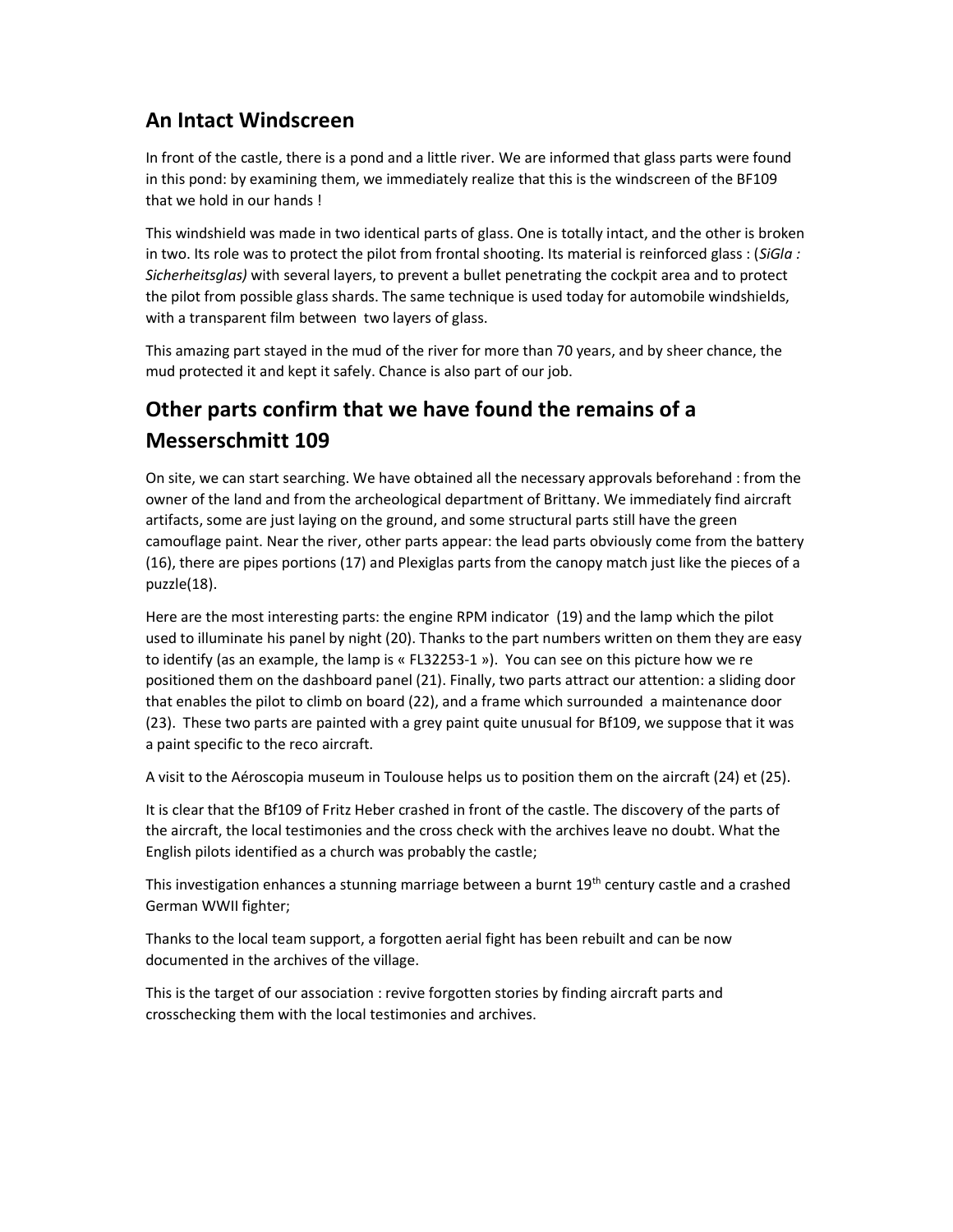## An Intact Windscreen

In front of the castle, there is a pond and a little river. We are informed that glass parts were found in this pond: by examining them, we immediately realize that this is the windscreen of the BF109 that we hold in our hands !

This windshield was made in two identical parts of glass. One is totally intact, and the other is broken in two. Its role was to protect the pilot from frontal shooting. Its material is reinforced glass : (*SiGla : Sicherheitsglas)* with several layers, to prevent a bullet penetrating the cockpit area and to protect the pilot from possible glass shards. The same technique is used today for automobile windshields, with a transparent film between two layers of glass.

This amazing part stayed in the mud of the river for more than 70 years, and by sheer chance, the mud protected it and kept it safely. Chance is also part of our job.

## Other parts confirm that we have found the remains of a Messerschmitt 109

On site, we can start searching. We have obtained all the necessary approvals beforehand : from the owner of the land and from the archeological department of Brittany. We immediately find aircraft artifacts, some are just laying on the ground, and some structural parts still have the green camouflage paint. Near the river, other parts appear: the lead parts obviously come from the battery (16), there are pipes portions (17) and Plexiglas parts from the canopy match just like the pieces of a puzzle(18).

Here are the most interesting parts: the engine RPM indicator (19) and the lamp which the pilot used to illuminate his panel by night (20). Thanks to the part numbers written on them they are easy to identify (as an example, the lamp is « FL32253-1 »). You can see on this picture how we re positioned them on the dashboard panel (21). Finally, two parts attract our attention: a sliding door that enables the pilot to climb on board (22), and a frame which surrounded a maintenance door (23). These two parts are painted with a grey paint quite unusual for Bf109, we suppose that it was a paint specific to the reco aircraft.

A visit to the Aéroscopia museum in Toulouse helps us to position them on the aircraft (24) et (25).

It is clear that the Bf109 of Fritz Heber crashed in front of the castle. The discovery of the parts of the aircraft, the local testimonies and the cross check with the archives leave no doubt. What the English pilots identified as a church was probably the castle;

This investigation enhances a stunning marriage between a burnt 19th century castle and a crashed German WWII fighter;

Thanks to the local team support, a forgotten aerial fight has been rebuilt and can be now documented in the archives of the village.

This is the target of our association : revive forgotten stories by finding aircraft parts and crosschecking them with the local testimonies and archives.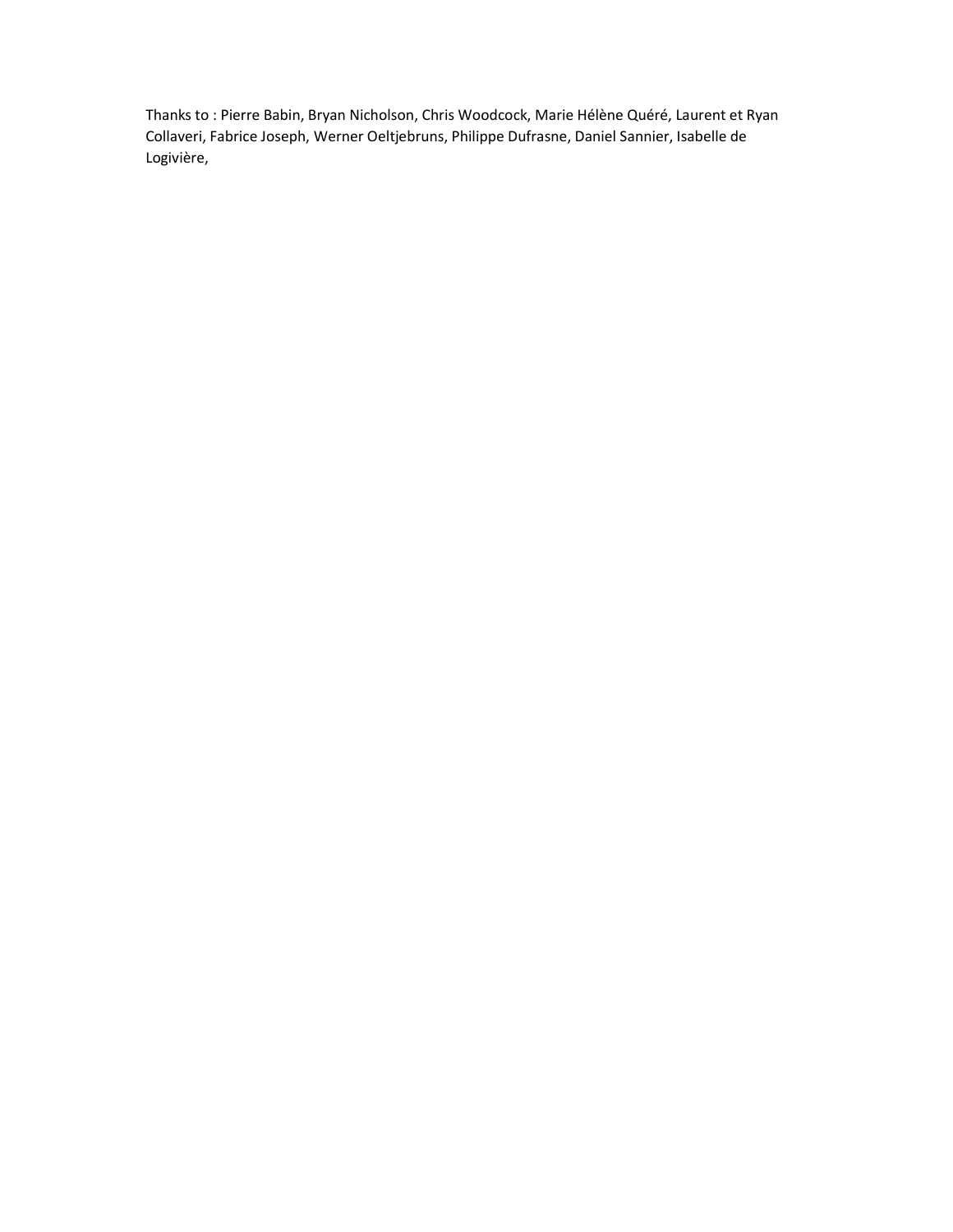Thanks to : Pierre Babin, Bryan Nicholson, Chris Woodcock, Marie Hélène Quéré, Laurent et Ryan Collaveri, Fabrice Joseph, Werner Oeltjebruns, Philippe Dufrasne, Daniel Sannier, Isabelle de Logivière,